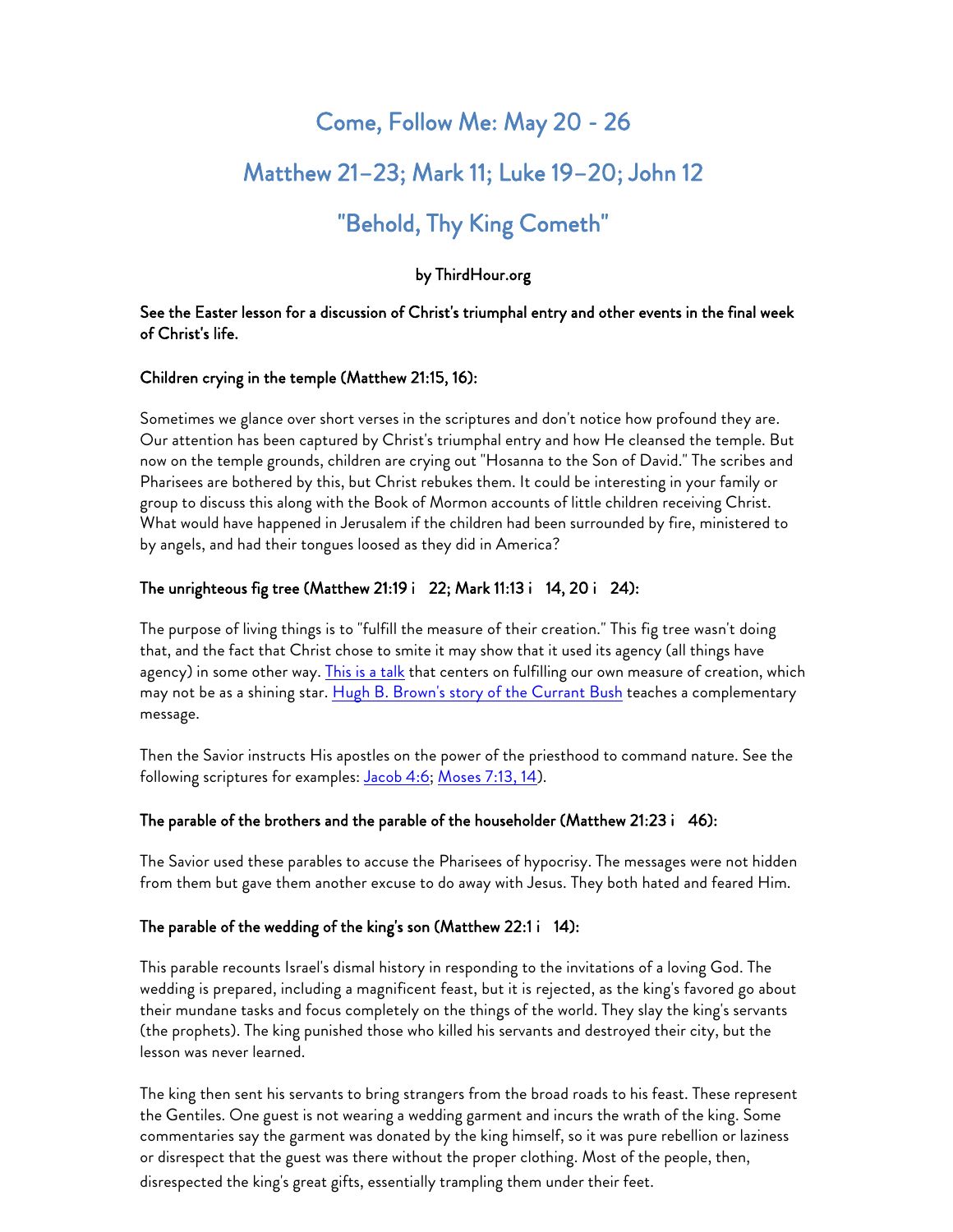# Come, Follow Me: May 20 - 26

# Matthew 21–23; Mark 11; Luke 19–20; John 12

# "Behold, Thy King Cometh"

**by ThirdHour.org**

**See the Easter lesson for a discussion of Christ's triumphal entry and other events in the final week of Christ's life.**

**Children crying in the temple (Matthew 21:15, 16):**

Sometimes we glance over short verses in the scriptures and don't notice how profound they are. Our attention has been captured by Christ's triumphal entry and how He cleansed the temple. But now on the temple grounds, children are crying out "Hosanna to the Son of David." The scribes and Pharisees are bothered by this, but Christ rebukes them. It could be interesting in your family or group to discuss this along with the Book of Mormon accounts of little children receiving Christ. What would have happened in Jerusalem if the children had been surrounded by fire, ministered to by angels, and had their tongues loosed as they did in America?

**The unrighteous fig tree (Matthew 21:19 i 22; Mark 11:13 i 14, 20 i 24):**

The purpose of living things is to "fulfill the measure of their creation." This fig tree wasn't doing that, and the fact that Christ chose to smite it may show that it used its agency (all things have agency) in some other way. This is a talk that centers on fulfilling our own measure of creation, which may not be as a shining star. Hugh B. Brown's story of the Currant Bush teaches a complementary message.

Then the Savior instructs His apostles on the power of the priesthood to command nature. See the following scriptures for examples: Jacob 4:6; Moses 7:13, 14).

**The parable of the brothers and the parable of the householder (Matthew 21:23 i 46):**

The Savior used these parables to accuse the Pharisees of hypocrisy. The messages were not hidden from them but gave them another excuse to do away with Jesus. They both hated and feared Him.

**The parable of the wedding of the king's son (Matthew 22:1 i 14):**

This parable recounts Israel's dismal history in responding to the invitations of a loving God. The wedding is prepared, including a magnificent feast, but it is rejected, as the king's favored go about their mundane tasks and focus completely on the things of the world. They slay the king's servants (the prophets). The king punished those who killed his servants and destroyed their city, but the lesson was never learned.

The king then sent his servants to bring strangers from the broad roads to his feast. These represent the Gentiles. One guest is not wearing a wedding garment and incurs the wrath of the king. Some commentaries say the garment was donated by the king himself, so it was pure rebellion or laziness or disrespect that the guest was there without the proper clothing. Most of the people, then, disrespected the king's great gifts, essentially trampling them under their feet.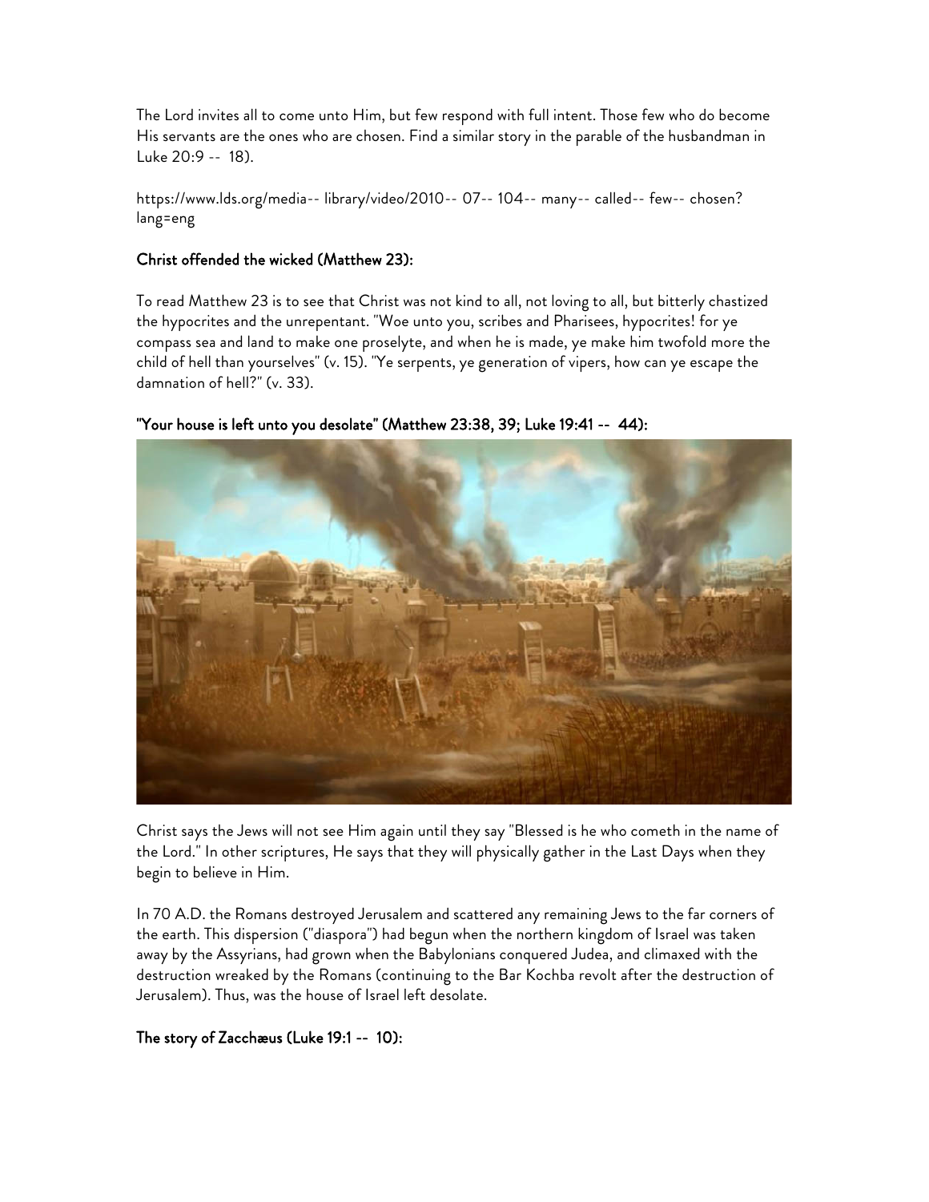The Lord invites all to come unto Him, but few respond with full intent. Those few who do become His servants are the ones who are chosen. Find a similar story in the parable of the husbandman in Luke 20:9 -- 18).

https://www.lds.org/media-- library/video/2010-- 07-- 104-- many-- called-- few-- chosen?lang=eng

**Christ offended the wicked (Matthew 23):**

To read Matthew 23 is to see that Christ was not kind to all, not loving to all, but bitterly chastized the hypocrites and the unrepentant. "Woe unto you, scribes and Pharisees, hypocrites! for ye compass sea and land to make one proselyte, and when he is made, ye make him twofold more the child of hell than yourselves" (v. 15). "Ye serpents, ye generation of vipers, how can ye escape the damnation of hell?" (v. 33).

**"Your house is left unto you desolate" (Matthew 23:38, 39; Luke 19:41 -- 44):**

Christ says the Jews will not see Him again until they say "Blessed is he who cometh in the name of the Lord." In other scriptures, He says that they will physically gather in the Last Days when they begin to believe in Him.

In 70 A.D. the Romans destroyed Jerusalem and scattered any remaining Jews to the far corners of the earth. This dispersion ("diaspora") had begun when the northern kingdom of Israel was taken away by the Assyrians, had grown when the Babylonians conquered Judea, and climaxed with the destruction wreaked by the Romans (continuing to the Bar Kochba revolt after the destruction of Jerusalem). Thus, was the house of Israel left desolate.

**The story of Zacchæus (Luke 19:1 -- 10):**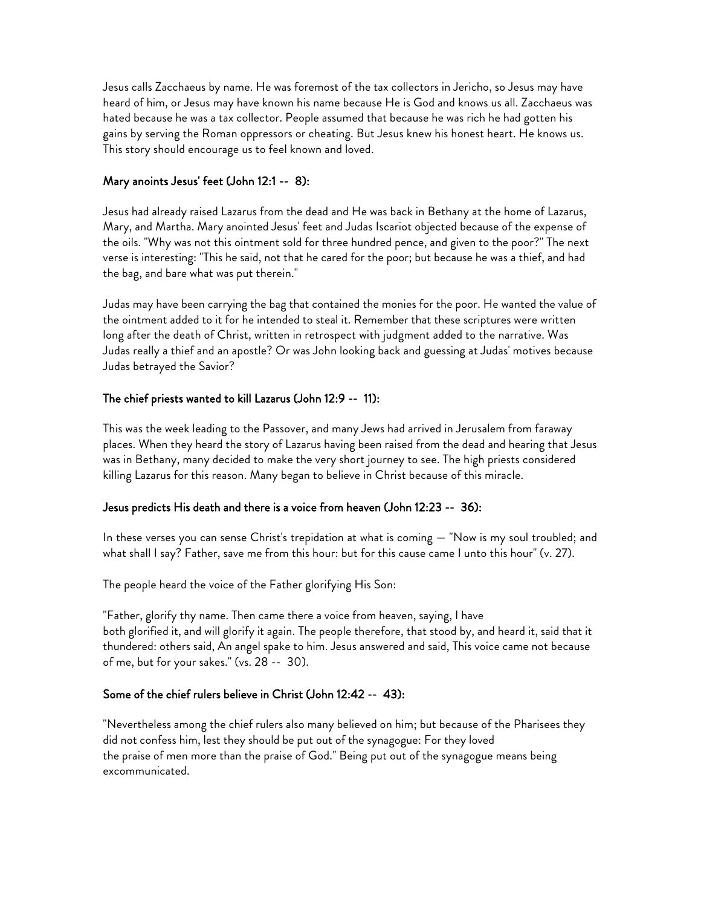Jesus calls Zacchaeus by name. He was foremost of the tax collectors in Jericho, so Jesus may have heard of him, or Jesus may have known his name because He is God and knows us all. Zacchaeus was hated because he was a tax collector. People assumed that because he was rich he had gotten his gains by serving the Roman oppressors or cheating. But Jesus knew his honest heart. He knows us. This story should encourage us to feel known and loved.

### Mary anoints Jesus' feet (John 12:1 -- 8):

Jesus had already raised Lazarus from the dead and He was back in Bethany at the home of Lazarus, Mary, and Martha. Mary anointed Jesus' feet and Judas Iscariot objected because of the expense of the oils. "Why was not this ointment sold for three hundred pence, and given to the poor?" The next verse is interesting: "This he said, not that he cared for the poor; but because he was a thief, and had the bag, and bare what was put therein."

Judas may have been carrying the bag that contained the monies for the poor. He wanted the value of the ointment added to it for he intended to steal it. Remember that these scriptures were written long after the death of Christ, written in retrospect with judgment added to the narrative. Was Judas really a thief and an apostle? Or was John looking back and guessing at Judas' motives because Judas betrayed the Savior?

### The chief priests wanted to kill Lazarus (John 12:9 -- 11):

This was the week leading to the Passover, and many Jews had arrived in Jerusalem from faraway places. When they heard the story of Lazarus having been raised from the dead and hearing that Jesus was in Bethany, many decided to make the very short journey to see. The high priests considered killing Lazarus for this reason. Many began to believe in Christ because of this miracle.

### Jesus predicts His death and there is a voice from heaven (John 12:23 -- 36):

In these verses you can sense Christ's trepidation at what is coming — "Now is my soul troubled; and what shall I say? Father, save me from this hour: but for this cause came I unto this hour" (v. 27).

The people heard the voice of the Father glorifying His Son:

"Father, glorify thy name. Then came there a voice from heaven, saying, I have both glorified it, and will glorify it again. The people therefore, that stood by, and heard it, said that it thundered: others said, An angel spake to him. Jesus answered and said, This voice came not because of me, but for your sakes." (vs. 28 -- 30).

### Some of the chief rulers believe in Christ (John 12:42 -- 43):

"Nevertheless among the chief rulers also many believed on him; but because of the Pharisees they did not confess him, lest they should be put out of the synagogue: For they loved the praise of men more than the praise of God." Being put out of the synagogue means being excommunicated.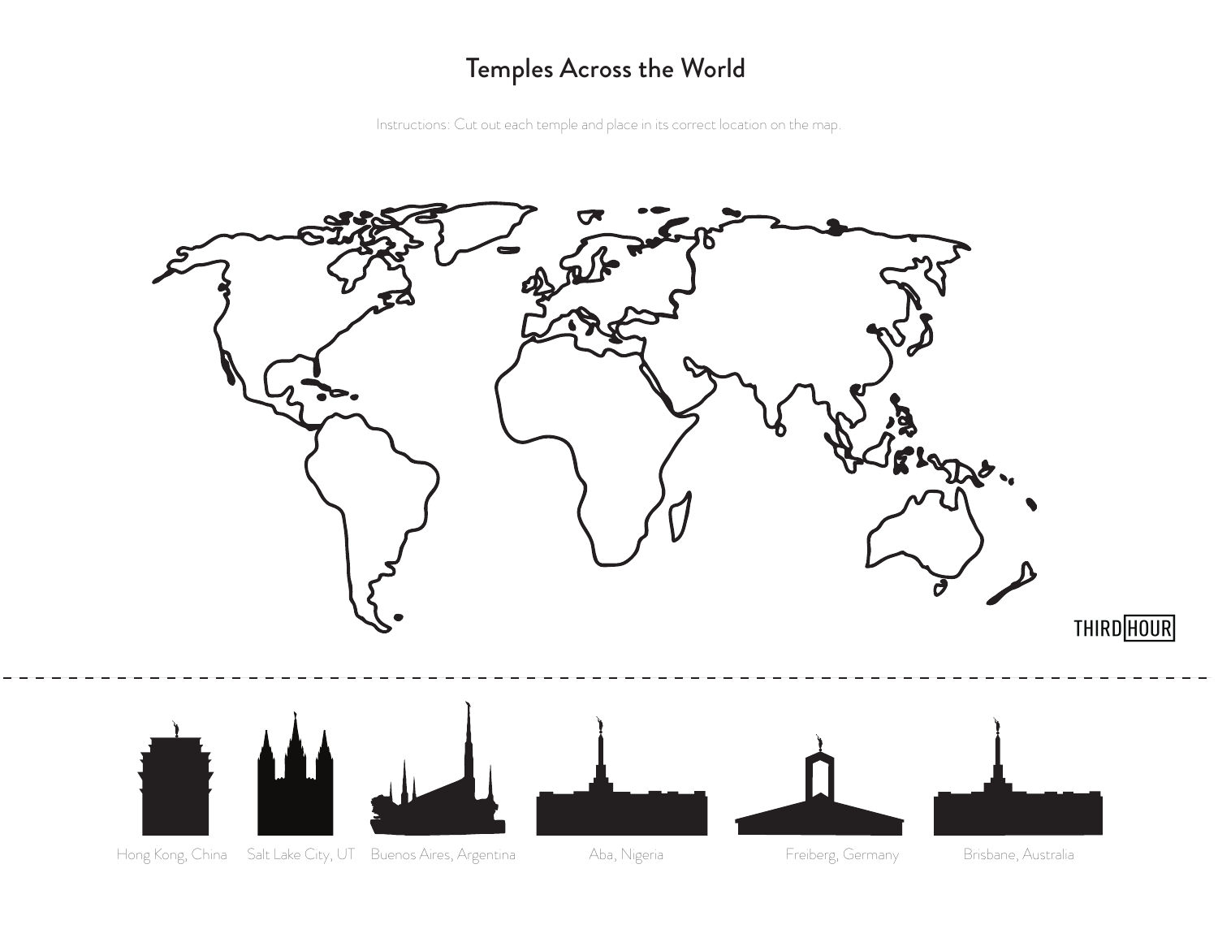# Temples Across the World

Instructions: Cut out each temple and place in its correct location on the map.

THIRD HOUR

Hong Kong, China

Salt Lake City, UT

Buenos Aires, Argentina

Aba, Nigeria

Freiberg, Germany

Brisbane, Australia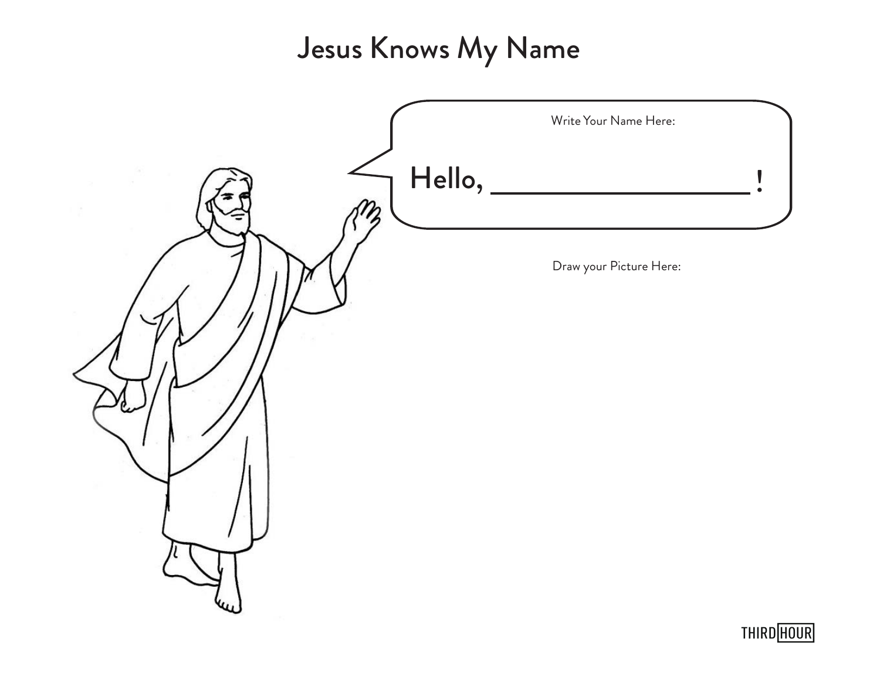# Jesus Knows My Name

Write Your Name Here:

Hello, ____________________!

Draw your Picture Here:

THIRD HOUR